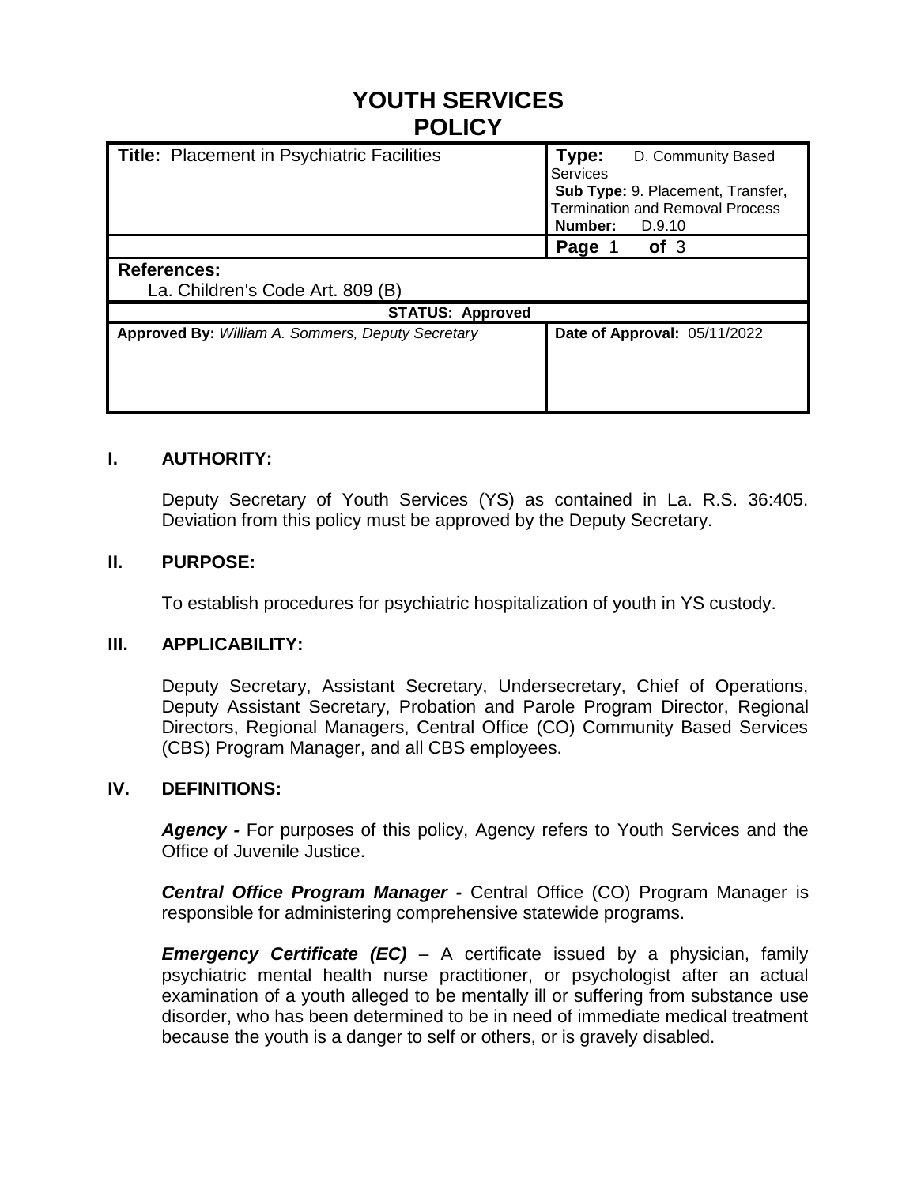# YOUTH SERVICES POLICY

| **Title:** Placement in Psychiatric Facilities | **Type:** D. Community Based Services<br>**Sub Type:** 9. Placement, Transfer, Termination and Removal Process<br>**Number:** D.9.10 |
|---|---|
| | **Page** 1 **of** 3 |
| **References:**<br>La. Children's Code Art. 809 (B) | |
| **STATUS: Approved** | |
| **Approved By:** *William A. Sommers, Deputy Secretary* | **Date of Approval:** 05/11/2022 |

## I. AUTHORITY:

Deputy Secretary of Youth Services (YS) as contained in La. R.S. 36:405. Deviation from this policy must be approved by the Deputy Secretary.

## II. PURPOSE:

To establish procedures for psychiatric hospitalization of youth in YS custody.

## III. APPLICABILITY:

Deputy Secretary, Assistant Secretary, Undersecretary, Chief of Operations, Deputy Assistant Secretary, Probation and Parole Program Director, Regional Directors, Regional Managers, Central Office (CO) Community Based Services (CBS) Program Manager, and all CBS employees.

## IV. DEFINITIONS:

***Agency -*** For purposes of this policy, Agency refers to Youth Services and the Office of Juvenile Justice.

***Central Office Program Manager -*** Central Office (CO) Program Manager is responsible for administering comprehensive statewide programs.

***Emergency Certificate (EC)*** – A certificate issued by a physician, family psychiatric mental health nurse practitioner, or psychologist after an actual examination of a youth alleged to be mentally ill or suffering from substance use disorder, who has been determined to be in need of immediate medical treatment because the youth is a danger to self or others, or is gravely disabled.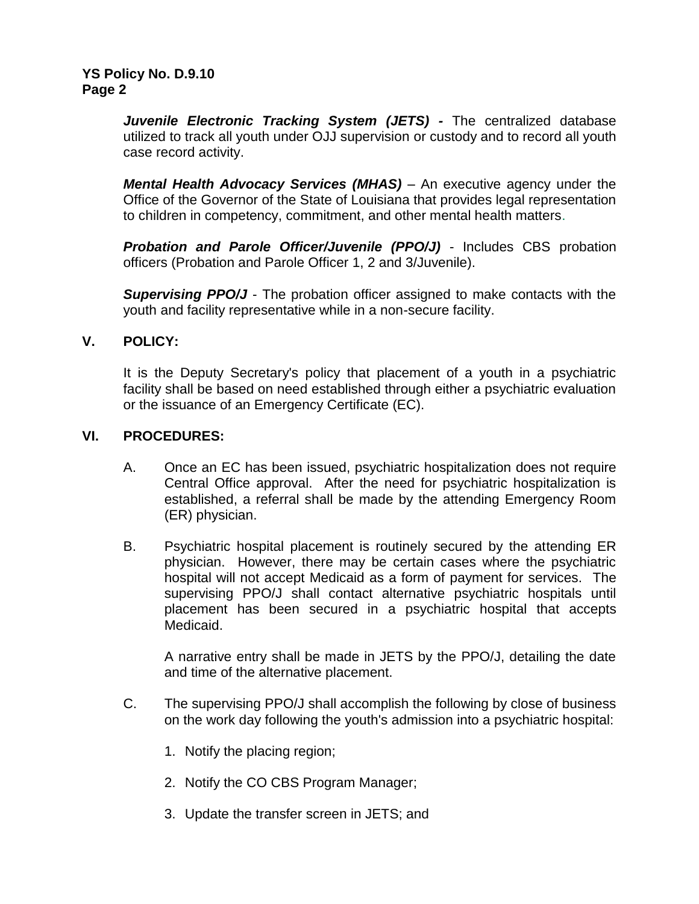***Juvenile Electronic Tracking System (JETS) -*** The centralized database utilized to track all youth under OJJ supervision or custody and to record all youth case record activity.

***Mental Health Advocacy Services (MHAS)*** – An executive agency under the Office of the Governor of the State of Louisiana that provides legal representation to children in competency, commitment, and other mental health matters.

***Probation and Parole Officer/Juvenile (PPO/J)*** - Includes CBS probation officers (Probation and Parole Officer 1, 2 and 3/Juvenile).

***Supervising PPO/J*** - The probation officer assigned to make contacts with the youth and facility representative while in a non-secure facility.

## V. POLICY:

It is the Deputy Secretary's policy that placement of a youth in a psychiatric facility shall be based on need established through either a psychiatric evaluation or the issuance of an Emergency Certificate (EC).

## VI. PROCEDURES:

A. Once an EC has been issued, psychiatric hospitalization does not require Central Office approval. After the need for psychiatric hospitalization is established, a referral shall be made by the attending Emergency Room (ER) physician.

B. Psychiatric hospital placement is routinely secured by the attending ER physician. However, there may be certain cases where the psychiatric hospital will not accept Medicaid as a form of payment for services. The supervising PPO/J shall contact alternative psychiatric hospitals until placement has been secured in a psychiatric hospital that accepts Medicaid.

   A narrative entry shall be made in JETS by the PPO/J, detailing the date and time of the alternative placement.

C. The supervising PPO/J shall accomplish the following by close of business on the work day following the youth's admission into a psychiatric hospital:

   1. Notify the placing region;
   2. Notify the CO CBS Program Manager;
   3. Update the transfer screen in JETS; and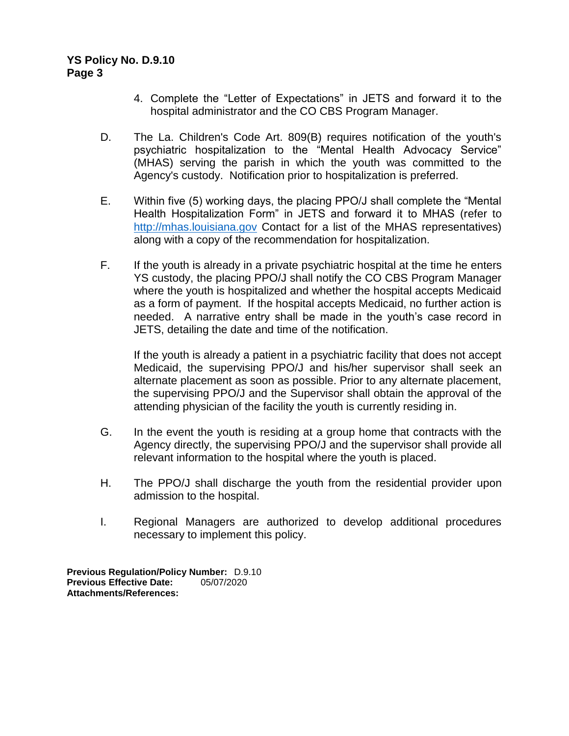4. Complete the "Letter of Expectations" in JETS and forward it to the hospital administrator and the CO CBS Program Manager.

D. The La. Children's Code Art. 809(B) requires notification of the youth's psychiatric hospitalization to the "Mental Health Advocacy Service" (MHAS) serving the parish in which the youth was committed to the Agency's custody. Notification prior to hospitalization is preferred.

E. Within five (5) working days, the placing PPO/J shall complete the "Mental Health Hospitalization Form" in JETS and forward it to MHAS (refer to http://mhas.louisiana.gov Contact for a list of the MHAS representatives) along with a copy of the recommendation for hospitalization.

F. If the youth is already in a private psychiatric hospital at the time he enters YS custody, the placing PPO/J shall notify the CO CBS Program Manager where the youth is hospitalized and whether the hospital accepts Medicaid as a form of payment. If the hospital accepts Medicaid, no further action is needed. A narrative entry shall be made in the youth's case record in JETS, detailing the date and time of the notification.

   If the youth is already a patient in a psychiatric facility that does not accept Medicaid, the supervising PPO/J and his/her supervisor shall seek an alternate placement as soon as possible. Prior to any alternate placement, the supervising PPO/J and the Supervisor shall obtain the approval of the attending physician of the facility the youth is currently residing in.

G. In the event the youth is residing at a group home that contracts with the Agency directly, the supervising PPO/J and the supervisor shall provide all relevant information to the hospital where the youth is placed.

H. The PPO/J shall discharge the youth from the residential provider upon admission to the hospital.

I. Regional Managers are authorized to develop additional procedures necessary to implement this policy.

**Previous Regulation/Policy Number:** D.9.10
**Previous Effective Date:** 05/07/2020
**Attachments/References:**